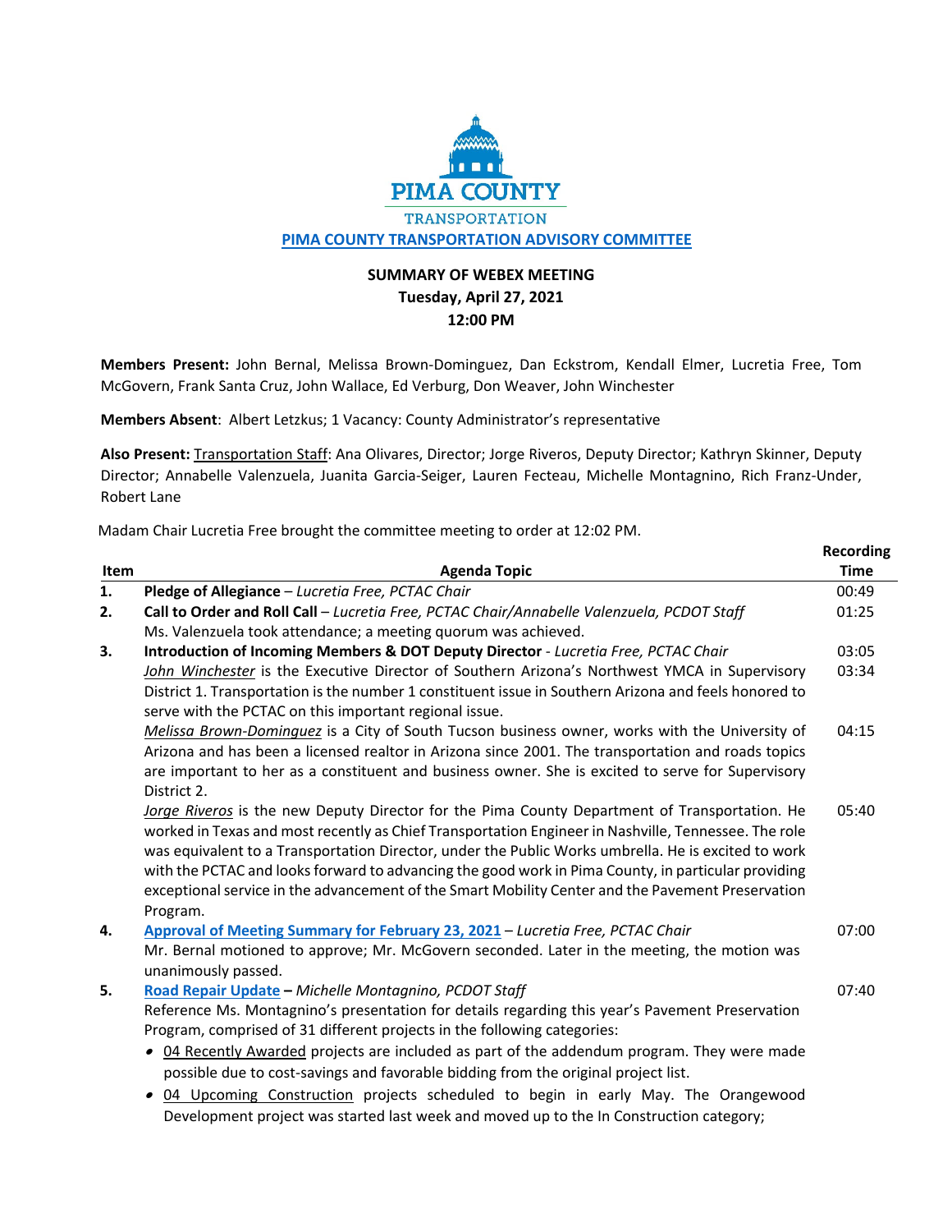PIMA COUNTY

TRANSPORTATION

**PIMA COUNTY TRANSPORTATION ADVISORY COMMITTEE**

**SUMMARY OF WEBEX MEETING**
**Tuesday, April 27, 2021**
**12:00 PM**

**Members Present:** John Bernal, Melissa Brown-Dominguez, Dan Eckstrom, Kendall Elmer, Lucretia Free, Tom McGovern, Frank Santa Cruz, John Wallace, Ed Verburg, Don Weaver, John Winchester

**Members Absent**: Albert Letzkus; 1 Vacancy: County Administrator's representative

**Also Present:** Transportation Staff: Ana Olivares, Director; Jorge Riveros, Deputy Director; Kathryn Skinner, Deputy Director; Annabelle Valenzuela, Juanita Garcia-Seiger, Lauren Fecteau, Michelle Montagnino, Rich Franz-Under, Robert Lane

Madam Chair Lucretia Free brought the committee meeting to order at 12:02 PM.

| Item | Agenda Topic | Recording Time |
|---|---|---|
| **1.** | **Pledge of Allegiance** – *Lucretia Free, PCTAC Chair* | 00:49 |
| **2.** | **Call to Order and Roll Call** – *Lucretia Free, PCTAC Chair/Annabelle Valenzuela, PCDOT Staff*<br>Ms. Valenzuela took attendance; a meeting quorum was achieved. | 01:25 |
| **3.** | **Introduction of Incoming Members & DOT Deputy Director** - *Lucretia Free, PCTAC Chair* | 03:05 |
| | *John Winchester* is the Executive Director of Southern Arizona's Northwest YMCA in Supervisory District 1. Transportation is the number 1 constituent issue in Southern Arizona and feels honored to serve with the PCTAC on this important regional issue. | 03:34 |
| | *Melissa Brown-Dominguez* is a City of South Tucson business owner, works with the University of Arizona and has been a licensed realtor in Arizona since 2001. The transportation and roads topics are important to her as a constituent and business owner. She is excited to serve for Supervisory District 2. | 04:15 |
| | *Jorge Riveros* is the new Deputy Director for the Pima County Department of Transportation. He worked in Texas and most recently as Chief Transportation Engineer in Nashville, Tennessee. The role was equivalent to a Transportation Director, under the Public Works umbrella. He is excited to work with the PCTAC and looks forward to advancing the good work in Pima County, in particular providing exceptional service in the advancement of the Smart Mobility Center and the Pavement Preservation Program. | 05:40 |
| **4.** | **Approval of Meeting Summary for February 23, 2021** – *Lucretia Free, PCTAC Chair*<br>Mr. Bernal motioned to approve; Mr. McGovern seconded. Later in the meeting, the motion was unanimously passed. | 07:00 |
| **5.** | **Road Repair Update** – *Michelle Montagnino, PCDOT Staff*<br>Reference Ms. Montagnino's presentation for details regarding this year's Pavement Preservation Program, comprised of 31 different projects in the following categories:<br>• 04 Recently Awarded projects are included as part of the addendum program. They were made possible due to cost-savings and favorable bidding from the original project list.<br>• 04 Upcoming Construction projects scheduled to begin in early May. The Orangewood Development project was started last week and moved up to the In Construction category; | 07:40 |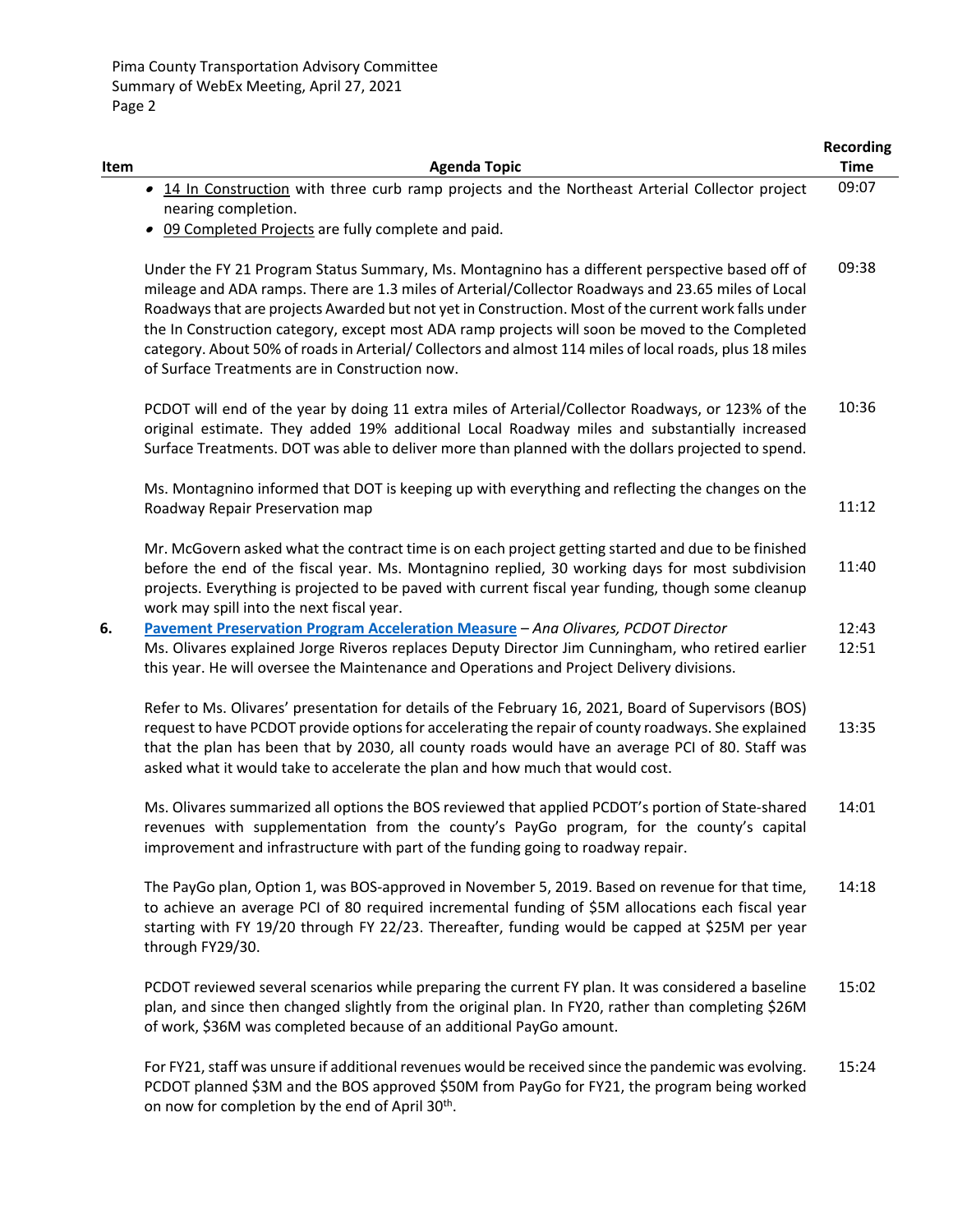| Item | Agenda Topic | Recording Time |
|---|---|---|
| | • 14 In Construction with three curb ramp projects and the Northeast Arterial Collector project nearing completion.<br>• 09 Completed Projects are fully complete and paid. | 09:07 |
| | Under the FY 21 Program Status Summary, Ms. Montagnino has a different perspective based off of mileage and ADA ramps. There are 1.3 miles of Arterial/Collector Roadways and 23.65 miles of Local Roadways that are projects Awarded but not yet in Construction. Most of the current work falls under the In Construction category, except most ADA ramp projects will soon be moved to the Completed category. About 50% of roads in Arterial/ Collectors and almost 114 miles of local roads, plus 18 miles of Surface Treatments are in Construction now. | 09:38 |
| | PCDOT will end of the year by doing 11 extra miles of Arterial/Collector Roadways, or 123% of the original estimate. They added 19% additional Local Roadway miles and substantially increased Surface Treatments. DOT was able to deliver more than planned with the dollars projected to spend. | 10:36 |
| | Ms. Montagnino informed that DOT is keeping up with everything and reflecting the changes on the Roadway Repair Preservation map | 11:12 |
| | Mr. McGovern asked what the contract time is on each project getting started and due to be finished before the end of the fiscal year. Ms. Montagnino replied, 30 working days for most subdivision projects. Everything is projected to be paved with current fiscal year funding, though some cleanup work may spill into the next fiscal year. | 11:40 |
| 6. | **Pavement Preservation Program Acceleration Measure** – *Ana Olivares, PCDOT Director*<br>Ms. Olivares explained Jorge Riveros replaces Deputy Director Jim Cunningham, who retired earlier this year. He will oversee the Maintenance and Operations and Project Delivery divisions. | 12:43<br>12:51 |
| | Refer to Ms. Olivares' presentation for details of the February 16, 2021, Board of Supervisors (BOS) request to have PCDOT provide options for accelerating the repair of county roadways. She explained that the plan has been that by 2030, all county roads would have an average PCI of 80. Staff was asked what it would take to accelerate the plan and how much that would cost. | 13:35 |
| | Ms. Olivares summarized all options the BOS reviewed that applied PCDOT's portion of State-shared revenues with supplementation from the county's PayGo program, for the county's capital improvement and infrastructure with part of the funding going to roadway repair. | 14:01 |
| | The PayGo plan, Option 1, was BOS-approved in November 5, 2019. Based on revenue for that time, to achieve an average PCI of 80 required incremental funding of $5M allocations each fiscal year starting with FY 19/20 through FY 22/23. Thereafter, funding would be capped at $25M per year through FY29/30. | 14:18 |
| | PCDOT reviewed several scenarios while preparing the current FY plan. It was considered a baseline plan, and since then changed slightly from the original plan. In FY20, rather than completing $26M of work, $36M was completed because of an additional PayGo amount. | 15:02 |
| | For FY21, staff was unsure if additional revenues would be received since the pandemic was evolving. PCDOT planned $3M and the BOS approved $50M from PayGo for FY21, the program being worked on now for completion by the end of April 30th. | 15:24 |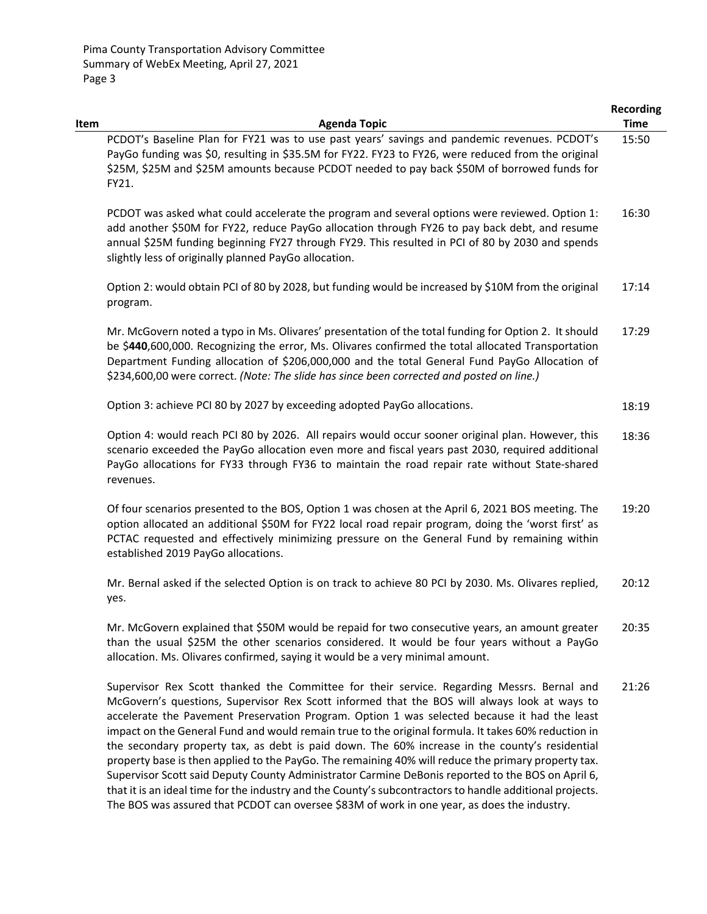| Item | Agenda Topic | Recording Time |
|---|---|---|
| | PCDOT's Baseline Plan for FY21 was to use past years' savings and pandemic revenues. PCDOT's PayGo funding was $0, resulting in $35.5M for FY22. FY23 to FY26, were reduced from the original $25M, $25M and $25M amounts because PCDOT needed to pay back $50M of borrowed funds for FY21. | 15:50 |
| | PCDOT was asked what could accelerate the program and several options were reviewed. Option 1: add another $50M for FY22, reduce PayGo allocation through FY26 to pay back debt, and resume annual $25M funding beginning FY27 through FY29. This resulted in PCI of 80 by 2030 and spends slightly less of originally planned PayGo allocation. | 16:30 |
| | Option 2: would obtain PCI of 80 by 2028, but funding would be increased by $10M from the original program. | 17:14 |
| | Mr. McGovern noted a typo in Ms. Olivares' presentation of the total funding for Option 2. It should be $**440**,600,000. Recognizing the error, Ms. Olivares confirmed the total allocated Transportation Department Funding allocation of $206,000,000 and the total General Fund PayGo Allocation of $234,600,00 were correct. *(Note: The slide has since been corrected and posted on line.)* | 17:29 |
| | Option 3: achieve PCI 80 by 2027 by exceeding adopted PayGo allocations. | 18:19 |
| | Option 4: would reach PCI 80 by 2026. All repairs would occur sooner original plan. However, this scenario exceeded the PayGo allocation even more and fiscal years past 2030, required additional PayGo allocations for FY33 through FY36 to maintain the road repair rate without State-shared revenues. | 18:36 |
| | Of four scenarios presented to the BOS, Option 1 was chosen at the April 6, 2021 BOS meeting. The option allocated an additional $50M for FY22 local road repair program, doing the 'worst first' as PCTAC requested and effectively minimizing pressure on the General Fund by remaining within established 2019 PayGo allocations. | 19:20 |
| | Mr. Bernal asked if the selected Option is on track to achieve 80 PCI by 2030. Ms. Olivares replied, yes. | 20:12 |
| | Mr. McGovern explained that $50M would be repaid for two consecutive years, an amount greater than the usual $25M the other scenarios considered. It would be four years without a PayGo allocation. Ms. Olivares confirmed, saying it would be a very minimal amount. | 20:35 |
| | Supervisor Rex Scott thanked the Committee for their service. Regarding Messrs. Bernal and McGovern's questions, Supervisor Rex Scott informed that the BOS will always look at ways to accelerate the Pavement Preservation Program. Option 1 was selected because it had the least impact on the General Fund and would remain true to the original formula. It takes 60% reduction in the secondary property tax, as debt is paid down. The 60% increase in the county's residential property base is then applied to the PayGo. The remaining 40% will reduce the primary property tax. Supervisor Scott said Deputy County Administrator Carmine DeBonis reported to the BOS on April 6, that it is an ideal time for the industry and the County's subcontractors to handle additional projects. The BOS was assured that PCDOT can oversee $83M of work in one year, as does the industry. | 21:26 |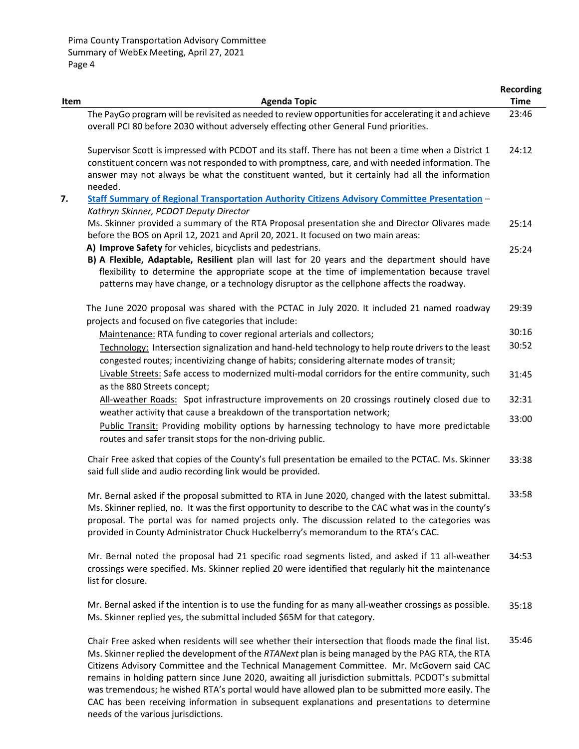| Item | Agenda Topic | Recording Time |
|---|---|---|
| | The PayGo program will be revisited as needed to review opportunities for accelerating it and achieve overall PCI 80 before 2030 without adversely effecting other General Fund priorities. | 23:46 |
| | Supervisor Scott is impressed with PCDOT and its staff. There has not been a time when a District 1 constituent concern was not responded to with promptness, care, and with needed information. The answer may not always be what the constituent wanted, but it certainly had all the information needed. | 24:12 |
| 7. | **Staff Summary of Regional Transportation Authority Citizens Advisory Committee Presentation** – *Kathryn Skinner, PCDOT Deputy Director* | |
| | Ms. Skinner provided a summary of the RTA Proposal presentation she and Director Olivares made before the BOS on April 12, 2021 and April 20, 2021. It focused on two main areas: | 25:14 |
| | **A) Improve Safety** for vehicles, bicyclists and pedestrians. | 25:24 |
| | **B) A Flexible, Adaptable, Resilient** plan will last for 20 years and the department should have flexibility to determine the appropriate scope at the time of implementation because travel patterns may have change, or a technology disruptor as the cellphone affects the roadway. | |
| | The June 2020 proposal was shared with the PCTAC in July 2020. It included 21 named roadway projects and focused on five categories that include: | 29:39 |
| | Maintenance: RTA funding to cover regional arterials and collectors; | 30:16 |
| | Technology: Intersection signalization and hand-held technology to help route drivers to the least congested routes; incentivizing change of habits; considering alternate modes of transit; | 30:52 |
| | Livable Streets: Safe access to modernized multi-modal corridors for the entire community, such as the 880 Streets concept; | 31:45 |
| | All-weather Roads: Spot infrastructure improvements on 20 crossings routinely closed due to weather activity that cause a breakdown of the transportation network; | 32:31 |
| | Public Transit: Providing mobility options by harnessing technology to have more predictable routes and safer transit stops for the non-driving public. | 33:00 |
| | Chair Free asked that copies of the County's full presentation be emailed to the PCTAC. Ms. Skinner said full slide and audio recording link would be provided. | 33:38 |
| | Mr. Bernal asked if the proposal submitted to RTA in June 2020, changed with the latest submittal. Ms. Skinner replied, no. It was the first opportunity to describe to the CAC what was in the county's proposal. The portal was for named projects only. The discussion related to the categories was provided in County Administrator Chuck Huckelberry's memorandum to the RTA's CAC. | 33:58 |
| | Mr. Bernal noted the proposal had 21 specific road segments listed, and asked if 11 all-weather crossings were specified. Ms. Skinner replied 20 were identified that regularly hit the maintenance list for closure. | 34:53 |
| | Mr. Bernal asked if the intention is to use the funding for as many all-weather crossings as possible. Ms. Skinner replied yes, the submittal included $65M for that category. | 35:18 |
| | Chair Free asked when residents will see whether their intersection that floods made the final list. Ms. Skinner replied the development of the *RTANext* plan is being managed by the PAG RTA, the RTA Citizens Advisory Committee and the Technical Management Committee. Mr. McGovern said CAC remains in holding pattern since June 2020, awaiting all jurisdiction submittals. PCDOT's submittal was tremendous; he wished RTA's portal would have allowed plan to be submitted more easily. The CAC has been receiving information in subsequent explanations and presentations to determine needs of the various jurisdictions. | 35:46 |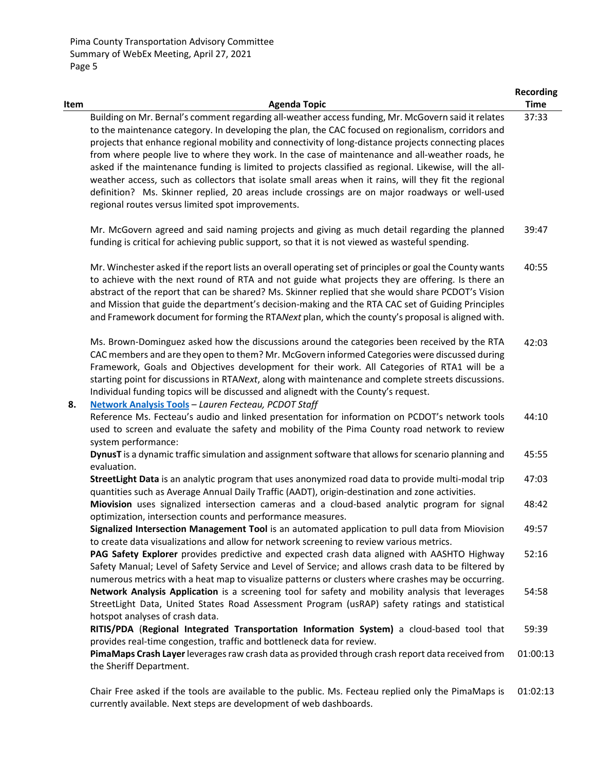| Item | Agenda Topic | Recording Time |
|---|---|---|
| | Building on Mr. Bernal's comment regarding all-weather access funding, Mr. McGovern said it relates to the maintenance category. In developing the plan, the CAC focused on regionalism, corridors and projects that enhance regional mobility and connectivity of long-distance projects connecting places from where people live to where they work. In the case of maintenance and all-weather roads, he asked if the maintenance funding is limited to projects classified as regional. Likewise, will the all-weather access, such as collectors that isolate small areas when it rains, will they fit the regional definition? Ms. Skinner replied, 20 areas include crossings are on major roadways or well-used regional routes versus limited spot improvements. | 37:33 |
| | Mr. McGovern agreed and said naming projects and giving as much detail regarding the planned funding is critical for achieving public support, so that it is not viewed as wasteful spending. | 39:47 |
| | Mr. Winchester asked if the report lists an overall operating set of principles or goal the County wants to achieve with the next round of RTA and not guide what projects they are offering. Is there an abstract of the report that can be shared? Ms. Skinner replied that she would share PCDOT's Vision and Mission that guide the department's decision-making and the RTA CAC set of Guiding Principles and Framework document for forming the RTA*Next* plan, which the county's proposal is aligned with. | 40:55 |
| | Ms. Brown-Dominguez asked how the discussions around the categories been received by the RTA CAC members and are they open to them? Mr. McGovern informed Categories were discussed during Framework, Goals and Objectives development for their work. All Categories of RTA1 will be a starting point for discussions in RTA*Next*, along with maintenance and complete streets discussions. Individual funding topics will be discussed and alignedt with the County's request. | 42:03 |
| **8.** | **Network Analysis Tools** – *Lauren Fecteau, PCDOT Staff* | |
| | Reference Ms. Fecteau's audio and linked presentation for information on PCDOT's network tools used to screen and evaluate the safety and mobility of the Pima County road network to review system performance: | 44:10 |
| | **DynusT** is a dynamic traffic simulation and assignment software that allows for scenario planning and evaluation. | 45:55 |
| | **StreetLight Data** is an analytic program that uses anonymized road data to provide multi-modal trip quantities such as Average Annual Daily Traffic (AADT), origin-destination and zone activities. | 47:03 |
| | **Miovision** uses signalized intersection cameras and a cloud-based analytic program for signal optimization, intersection counts and performance measures. | 48:42 |
| | **Signalized Intersection Management Tool** is an automated application to pull data from Miovision to create data visualizations and allow for network screening to review various metrics. | 49:57 |
| | **PAG Safety Explorer** provides predictive and expected crash data aligned with AASHTO Highway Safety Manual; Level of Safety Service and Level of Service; and allows crash data to be filtered by numerous metrics with a heat map to visualize patterns or clusters where crashes may be occurring. | 52:16 |
| | **Network Analysis Application** is a screening tool for safety and mobility analysis that leverages StreetLight Data, United States Road Assessment Program (usRAP) safety ratings and statistical hotspot analyses of crash data. | 54:58 |
| | **RITIS/PDA** (**Regional Integrated Transportation Information System)** a cloud-based tool that provides real-time congestion, traffic and bottleneck data for review. | 59:39 |
| | **PimaMaps Crash Layer** leverages raw crash data as provided through crash report data received from the Sheriff Department. | 01:00:13 |
| | Chair Free asked if the tools are available to the public. Ms. Fecteau replied only the PimaMaps is currently available. Next steps are development of web dashboards. | 01:02:13 |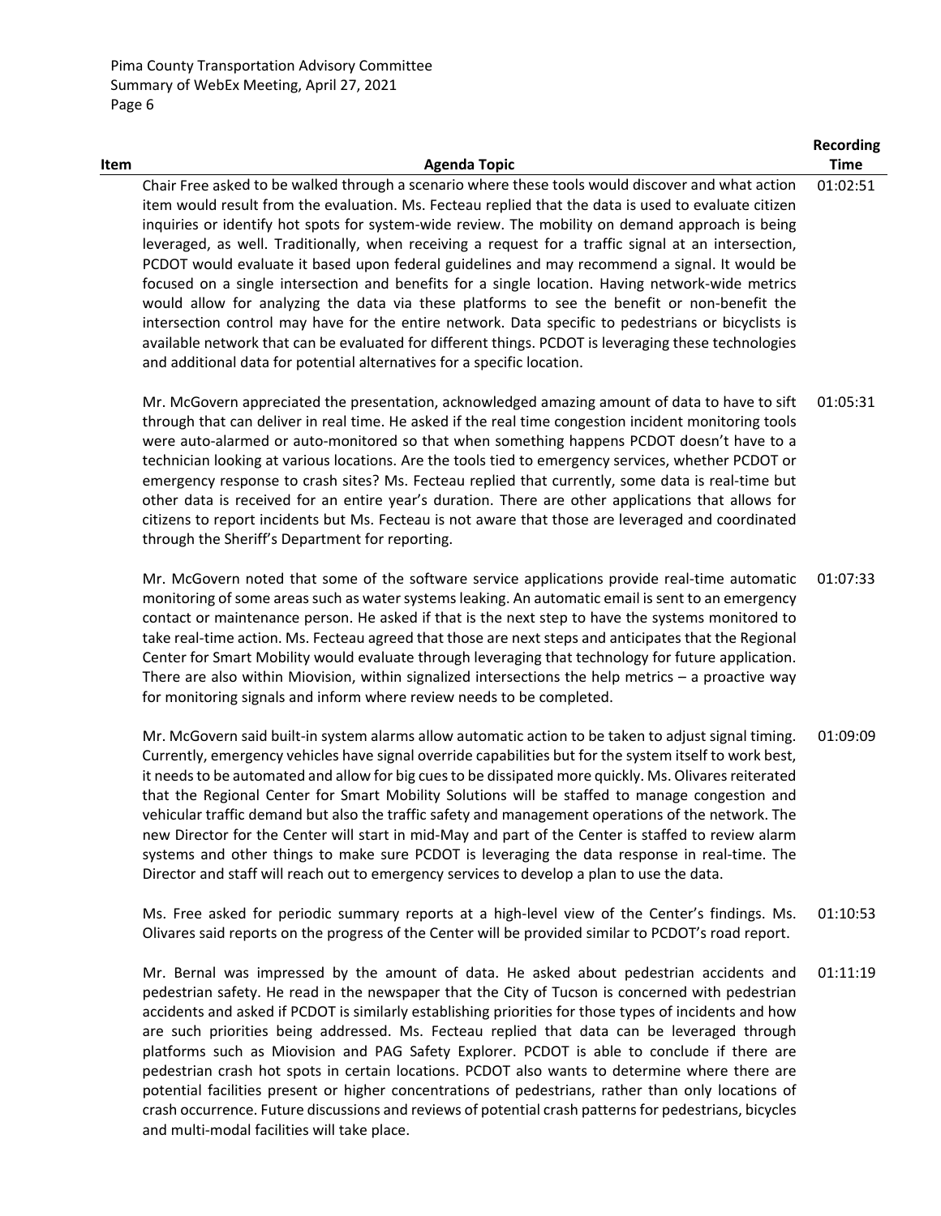| Item | Agenda Topic | Recording Time |
| --- | --- | --- |
| | Chair Free asked to be walked through a scenario where these tools would discover and what action item would result from the evaluation. Ms. Fecteau replied that the data is used to evaluate citizen inquiries or identify hot spots for system-wide review. The mobility on demand approach is being leveraged, as well. Traditionally, when receiving a request for a traffic signal at an intersection, PCDOT would evaluate it based upon federal guidelines and may recommend a signal. It would be focused on a single intersection and benefits for a single location. Having network-wide metrics would allow for analyzing the data via these platforms to see the benefit or non-benefit the intersection control may have for the entire network. Data specific to pedestrians or bicyclists is available network that can be evaluated for different things. PCDOT is leveraging these technologies and additional data for potential alternatives for a specific location. | 01:02:51 |
| | Mr. McGovern appreciated the presentation, acknowledged amazing amount of data to have to sift through that can deliver in real time. He asked if the real time congestion incident monitoring tools were auto-alarmed or auto-monitored so that when something happens PCDOT doesn't have to a technician looking at various locations. Are the tools tied to emergency services, whether PCDOT or emergency response to crash sites? Ms. Fecteau replied that currently, some data is real-time but other data is received for an entire year's duration. There are other applications that allows for citizens to report incidents but Ms. Fecteau is not aware that those are leveraged and coordinated through the Sheriff's Department for reporting. | 01:05:31 |
| | Mr. McGovern noted that some of the software service applications provide real-time automatic monitoring of some areas such as water systems leaking. An automatic email is sent to an emergency contact or maintenance person. He asked if that is the next step to have the systems monitored to take real-time action. Ms. Fecteau agreed that those are next steps and anticipates that the Regional Center for Smart Mobility would evaluate through leveraging that technology for future application. There are also within Miovision, within signalized intersections the help metrics – a proactive way for monitoring signals and inform where review needs to be completed. | 01:07:33 |
| | Mr. McGovern said built-in system alarms allow automatic action to be taken to adjust signal timing. Currently, emergency vehicles have signal override capabilities but for the system itself to work best, it needs to be automated and allow for big cues to be dissipated more quickly. Ms. Olivares reiterated that the Regional Center for Smart Mobility Solutions will be staffed to manage congestion and vehicular traffic demand but also the traffic safety and management operations of the network. The new Director for the Center will start in mid-May and part of the Center is staffed to review alarm systems and other things to make sure PCDOT is leveraging the data response in real-time. The Director and staff will reach out to emergency services to develop a plan to use the data. | 01:09:09 |
| | Ms. Free asked for periodic summary reports at a high-level view of the Center's findings. Ms. Olivares said reports on the progress of the Center will be provided similar to PCDOT's road report. | 01:10:53 |
| | Mr. Bernal was impressed by the amount of data. He asked about pedestrian accidents and pedestrian safety. He read in the newspaper that the City of Tucson is concerned with pedestrian accidents and asked if PCDOT is similarly establishing priorities for those types of incidents and how are such priorities being addressed. Ms. Fecteau replied that data can be leveraged through platforms such as Miovision and PAG Safety Explorer. PCDOT is able to conclude if there are pedestrian crash hot spots in certain locations. PCDOT also wants to determine where there are potential facilities present or higher concentrations of pedestrians, rather than only locations of crash occurrence. Future discussions and reviews of potential crash patterns for pedestrians, bicycles and multi-modal facilities will take place. | 01:11:19 |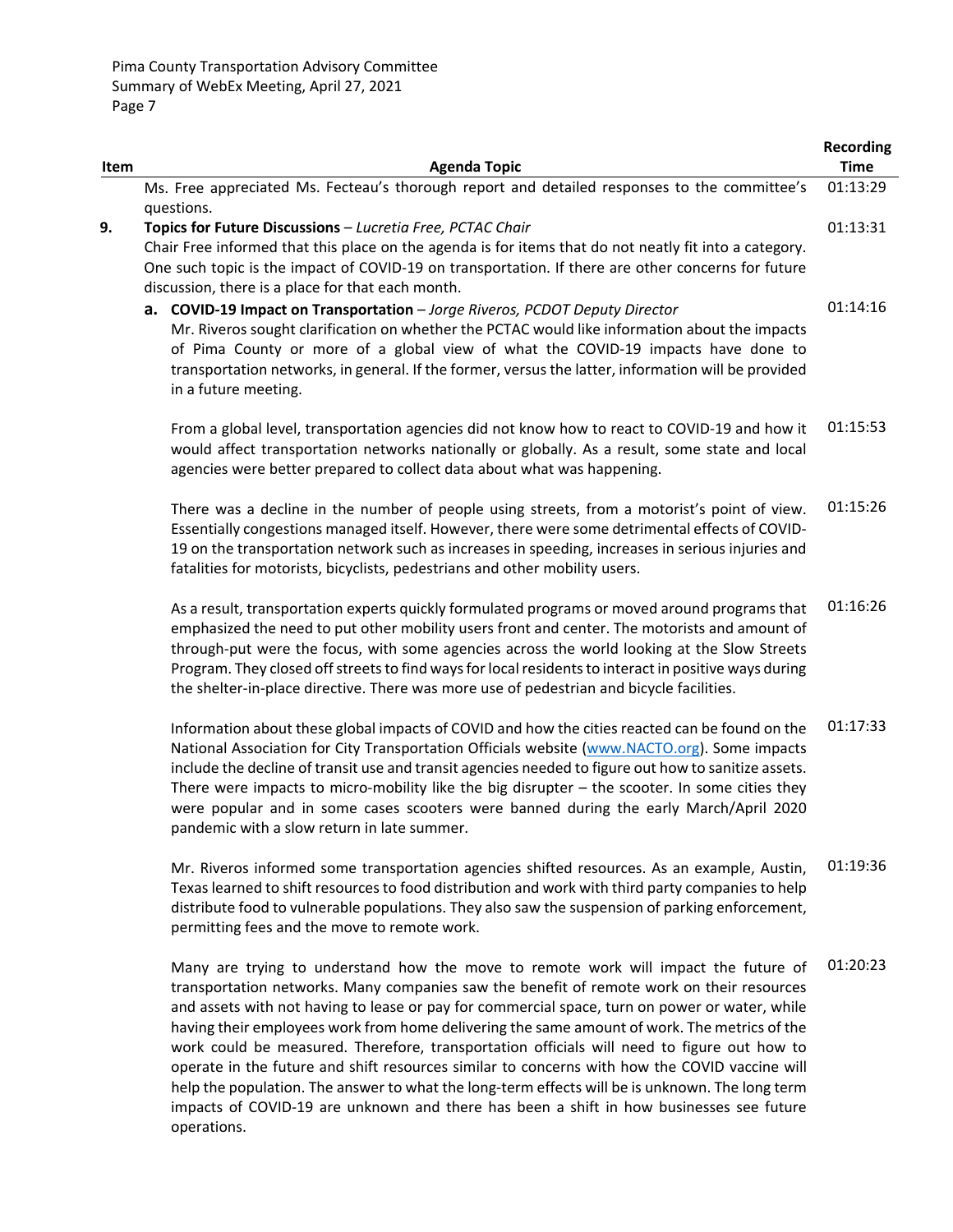| Item | Agenda Topic | Recording Time |
|---|---|---|
| | Ms. Free appreciated Ms. Fecteau's thorough report and detailed responses to the committee's questions. | 01:13:29 |
| **9.** | **Topics for Future Discussions** – *Lucretia Free, PCTAC Chair*<br>Chair Free informed that this place on the agenda is for items that do not neatly fit into a category. One such topic is the impact of COVID-19 on transportation. If there are other concerns for future discussion, there is a place for that each month. | 01:13:31 |
| | **a. COVID-19 Impact on Transportation** – *Jorge Riveros, PCDOT Deputy Director*<br>Mr. Riveros sought clarification on whether the PCTAC would like information about the impacts of Pima County or more of a global view of what the COVID-19 impacts have done to transportation networks, in general. If the former, versus the latter, information will be provided in a future meeting. | 01:14:16 |
| | From a global level, transportation agencies did not know how to react to COVID-19 and how it would affect transportation networks nationally or globally. As a result, some state and local agencies were better prepared to collect data about what was happening. | 01:15:53 |
| | There was a decline in the number of people using streets, from a motorist's point of view. Essentially congestions managed itself. However, there were some detrimental effects of COVID-19 on the transportation network such as increases in speeding, increases in serious injuries and fatalities for motorists, bicyclists, pedestrians and other mobility users. | 01:15:26 |
| | As a result, transportation experts quickly formulated programs or moved around programs that emphasized the need to put other mobility users front and center. The motorists and amount of through-put were the focus, with some agencies across the world looking at the Slow Streets Program. They closed off streets to find ways for local residents to interact in positive ways during the shelter-in-place directive. There was more use of pedestrian and bicycle facilities. | 01:16:26 |
| | Information about these global impacts of COVID and how the cities reacted can be found on the National Association for City Transportation Officials website (www.NACTO.org). Some impacts include the decline of transit use and transit agencies needed to figure out how to sanitize assets. There were impacts to micro-mobility like the big disrupter – the scooter. In some cities they were popular and in some cases scooters were banned during the early March/April 2020 pandemic with a slow return in late summer. | 01:17:33 |
| | Mr. Riveros informed some transportation agencies shifted resources. As an example, Austin, Texas learned to shift resources to food distribution and work with third party companies to help distribute food to vulnerable populations. They also saw the suspension of parking enforcement, permitting fees and the move to remote work. | 01:19:36 |
| | Many are trying to understand how the move to remote work will impact the future of transportation networks. Many companies saw the benefit of remote work on their resources and assets with not having to lease or pay for commercial space, turn on power or water, while having their employees work from home delivering the same amount of work. The metrics of the work could be measured. Therefore, transportation officials will need to figure out how to operate in the future and shift resources similar to concerns with how the COVID vaccine will help the population. The answer to what the long-term effects will be is unknown. The long term impacts of COVID-19 are unknown and there has been a shift in how businesses see future operations. | 01:20:23 |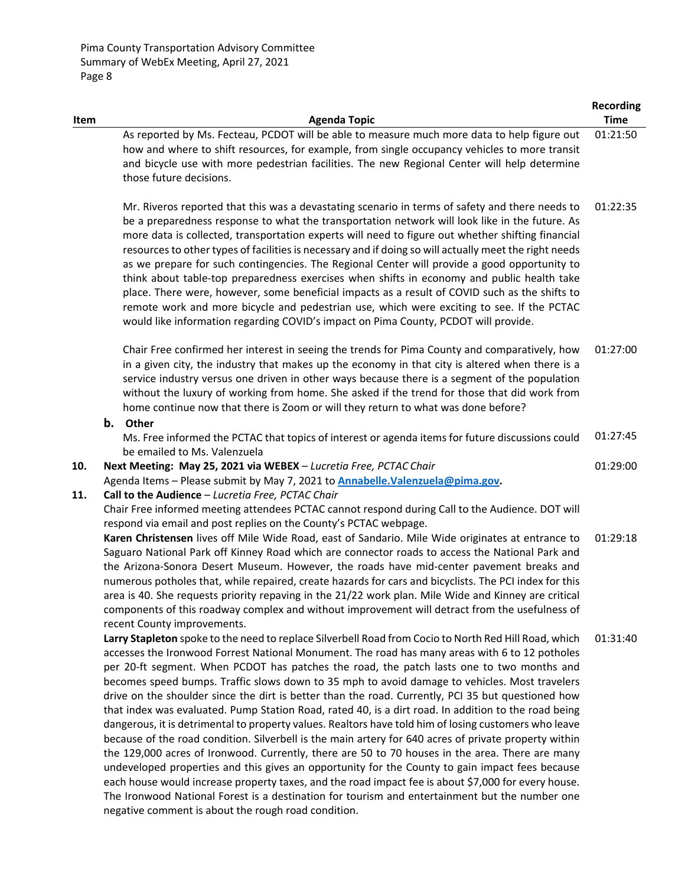| Item | Agenda Topic | Recording Time |
|---|---|---|
| | As reported by Ms. Fecteau, PCDOT will be able to measure much more data to help figure out how and where to shift resources, for example, from single occupancy vehicles to more transit and bicycle use with more pedestrian facilities. The new Regional Center will help determine those future decisions. | 01:21:50 |
| | Mr. Riveros reported that this was a devastating scenario in terms of safety and there needs to be a preparedness response to what the transportation network will look like in the future. As more data is collected, transportation experts will need to figure out whether shifting financial resources to other types of facilities is necessary and if doing so will actually meet the right needs as we prepare for such contingencies. The Regional Center will provide a good opportunity to think about table-top preparedness exercises when shifts in economy and public health take place. There were, however, some beneficial impacts as a result of COVID such as the shifts to remote work and more bicycle and pedestrian use, which were exciting to see. If the PCTAC would like information regarding COVID's impact on Pima County, PCDOT will provide. | 01:22:35 |
| | Chair Free confirmed her interest in seeing the trends for Pima County and comparatively, how in a given city, the industry that makes up the economy in that city is altered when there is a service industry versus one driven in other ways because there is a segment of the population without the luxury of working from home. She asked if the trend for those that did work from home continue now that there is Zoom or will they return to what was done before? | 01:27:00 |
| | **b. Other** | |
| | Ms. Free informed the PCTAC that topics of interest or agenda items for future discussions could be emailed to Ms. Valenzuela | 01:27:45 |
| **10.** | **Next Meeting: May 25, 2021 via WEBEX** – *Lucretia Free, PCTAC Chair*<br>Agenda Items – Please submit by May 7, 2021 to **Annabelle.Valenzuela@pima.gov.** | 01:29:00 |
| **11.** | **Call to the Audience** – *Lucretia Free, PCTAC Chair*<br>Chair Free informed meeting attendees PCTAC cannot respond during Call to the Audience. DOT will respond via email and post replies on the County's PCTAC webpage. | |
| | **Karen Christensen** lives off Mile Wide Road, east of Sandario. Mile Wide originates at entrance to Saguaro National Park off Kinney Road which are connector roads to access the National Park and the Arizona-Sonora Desert Museum. However, the roads have mid-center pavement breaks and numerous potholes that, while repaired, create hazards for cars and bicyclists. The PCI index for this area is 40. She requests priority repaving in the 21/22 work plan. Mile Wide and Kinney are critical components of this roadway complex and without improvement will detract from the usefulness of recent County improvements. | 01:29:18 |
| | **Larry Stapleton** spoke to the need to replace Silverbell Road from Cocio to North Red Hill Road, which accesses the Ironwood Forrest National Monument. The road has many areas with 6 to 12 potholes per 20-ft segment. When PCDOT has patches the road, the patch lasts one to two months and becomes speed bumps. Traffic slows down to 35 mph to avoid damage to vehicles. Most travelers drive on the shoulder since the dirt is better than the road. Currently, PCI 35 but questioned how that index was evaluated. Pump Station Road, rated 40, is a dirt road. In addition to the road being dangerous, it is detrimental to property values. Realtors have told him of losing customers who leave because of the road condition. Silverbell is the main artery for 640 acres of private property within the 129,000 acres of Ironwood. Currently, there are 50 to 70 houses in the area. There are many undeveloped properties and this gives an opportunity for the County to gain impact fees because each house would increase property taxes, and the road impact fee is about $7,000 for every house. The Ironwood National Forest is a destination for tourism and entertainment but the number one negative comment is about the rough road condition. | 01:31:40 |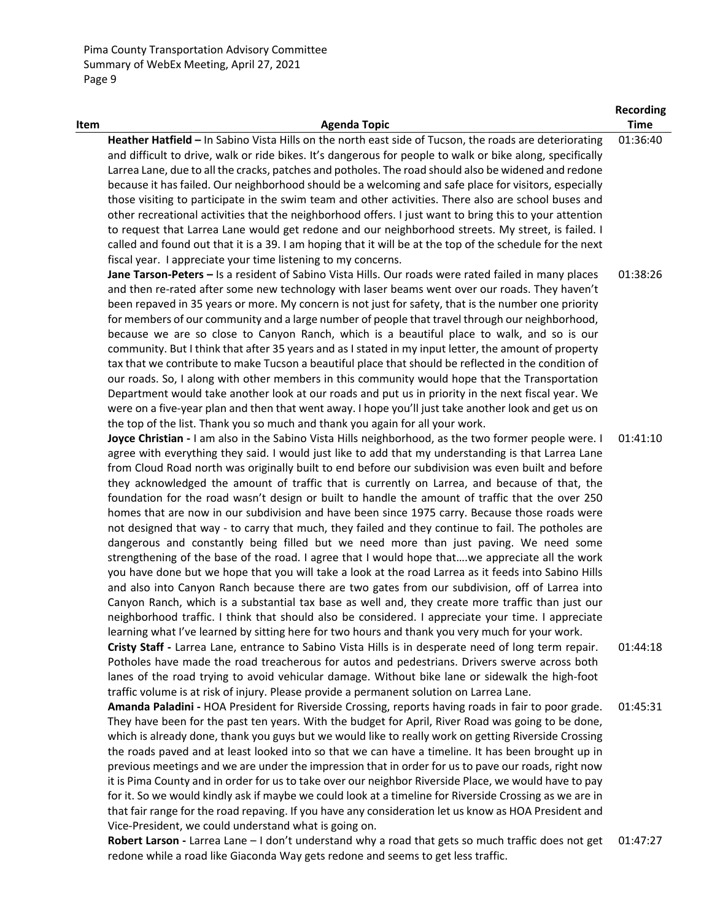| Item | Agenda Topic | Recording Time |
|---|---|---|
| | **Heather Hatfield –** In Sabino Vista Hills on the north east side of Tucson, the roads are deteriorating and difficult to drive, walk or ride bikes. It's dangerous for people to walk or bike along, specifically Larrea Lane, due to all the cracks, patches and potholes. The road should also be widened and redone because it has failed. Our neighborhood should be a welcoming and safe place for visitors, especially those visiting to participate in the swim team and other activities. There also are school buses and other recreational activities that the neighborhood offers. I just want to bring this to your attention to request that Larrea Lane would get redone and our neighborhood streets. My street, is failed. I called and found out that it is a 39. I am hoping that it will be at the top of the schedule for the next fiscal year. I appreciate your time listening to my concerns. | 01:36:40 |
| | **Jane Tarson-Peters –** Is a resident of Sabino Vista Hills. Our roads were rated failed in many places and then re-rated after some new technology with laser beams went over our roads. They haven't been repaved in 35 years or more. My concern is not just for safety, that is the number one priority for members of our community and a large number of people that travel through our neighborhood, because we are so close to Canyon Ranch, which is a beautiful place to walk, and so is our community. But I think that after 35 years and as I stated in my input letter, the amount of property tax that we contribute to make Tucson a beautiful place that should be reflected in the condition of our roads. So, I along with other members in this community would hope that the Transportation Department would take another look at our roads and put us in priority in the next fiscal year. We were on a five-year plan and then that went away. I hope you'll just take another look and get us on the top of the list. Thank you so much and thank you again for all your work. | 01:38:26 |
| | **Joyce Christian -** I am also in the Sabino Vista Hills neighborhood, as the two former people were. I agree with everything they said. I would just like to add that my understanding is that Larrea Lane from Cloud Road north was originally built to end before our subdivision was even built and before they acknowledged the amount of traffic that is currently on Larrea, and because of that, the foundation for the road wasn't design or built to handle the amount of traffic that the over 250 homes that are now in our subdivision and have been since 1975 carry. Because those roads were not designed that way - to carry that much, they failed and they continue to fail. The potholes are dangerous and constantly being filled but we need more than just paving. We need some strengthening of the base of the road. I agree that I would hope that….we appreciate all the work you have done but we hope that you will take a look at the road Larrea as it feeds into Sabino Hills and also into Canyon Ranch because there are two gates from our subdivision, off of Larrea into Canyon Ranch, which is a substantial tax base as well and, they create more traffic than just our neighborhood traffic. I think that should also be considered. I appreciate your time. I appreciate learning what I've learned by sitting here for two hours and thank you very much for your work. | 01:41:10 |
| | **Cristy Staff -** Larrea Lane, entrance to Sabino Vista Hills is in desperate need of long term repair. Potholes have made the road treacherous for autos and pedestrians. Drivers swerve across both lanes of the road trying to avoid vehicular damage. Without bike lane or sidewalk the high-foot traffic volume is at risk of injury. Please provide a permanent solution on Larrea Lane. | 01:44:18 |
| | **Amanda Paladini -** HOA President for Riverside Crossing, reports having roads in fair to poor grade. They have been for the past ten years. With the budget for April, River Road was going to be done, which is already done, thank you guys but we would like to really work on getting Riverside Crossing the roads paved and at least looked into so that we can have a timeline. It has been brought up in previous meetings and we are under the impression that in order for us to pave our roads, right now it is Pima County and in order for us to take over our neighbor Riverside Place, we would have to pay for it. So we would kindly ask if maybe we could look at a timeline for Riverside Crossing as we are in that fair range for the road repaving. If you have any consideration let us know as HOA President and Vice-President, we could understand what is going on. | 01:45:31 |
| | **Robert Larson -** Larrea Lane – I don't understand why a road that gets so much traffic does not get redone while a road like Giaconda Way gets redone and seems to get less traffic. | 01:47:27 |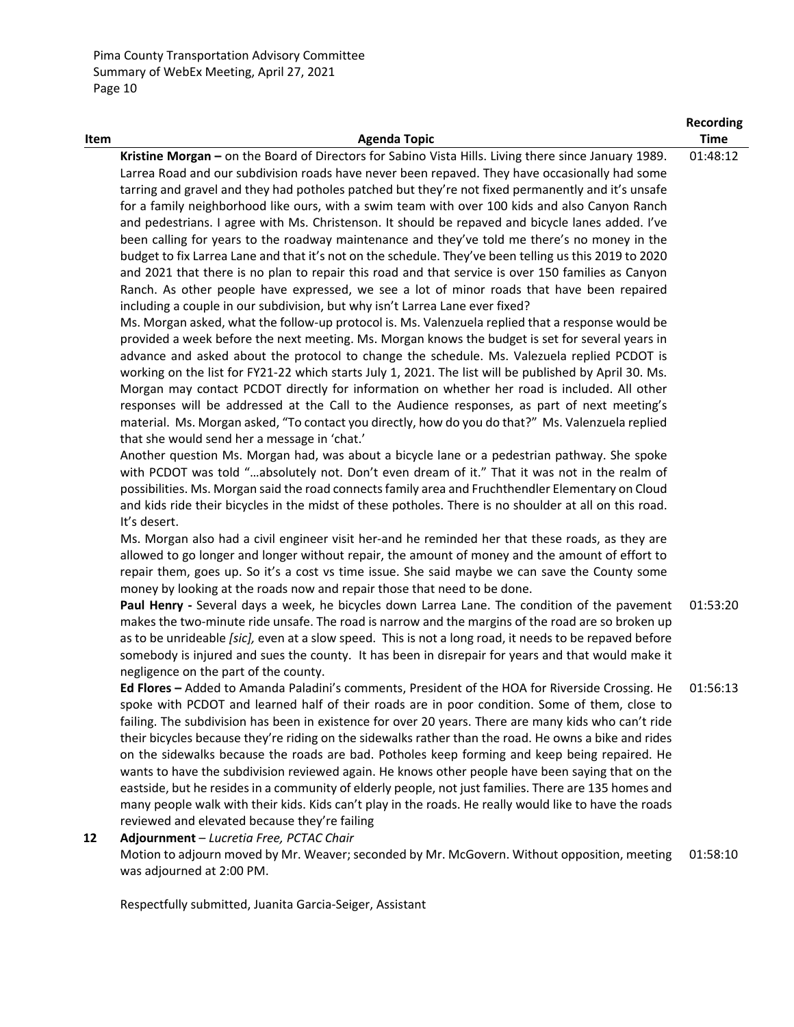| Item | Agenda Topic | Recording Time |
|---|---|---|
| | **Kristine Morgan –** on the Board of Directors for Sabino Vista Hills. Living there since January 1989. Larrea Road and our subdivision roads have never been repaved. They have occasionally had some tarring and gravel and they had potholes patched but they're not fixed permanently and it's unsafe for a family neighborhood like ours, with a swim team with over 100 kids and also Canyon Ranch and pedestrians. I agree with Ms. Christenson. It should be repaved and bicycle lanes added. I've been calling for years to the roadway maintenance and they've told me there's no money in the budget to fix Larrea Lane and that it's not on the schedule. They've been telling us this 2019 to 2020 and 2021 that there is no plan to repair this road and that service is over 150 families as Canyon Ranch. As other people have expressed, we see a lot of minor roads that have been repaired including a couple in our subdivision, but why isn't Larrea Lane ever fixed? Ms. Morgan asked, what the follow-up protocol is. Ms. Valenzuela replied that a response would be provided a week before the next meeting. Ms. Morgan knows the budget is set for several years in advance and asked about the protocol to change the schedule. Ms. Valezuela replied PCDOT is working on the list for FY21-22 which starts July 1, 2021. The list will be published by April 30. Ms. Morgan may contact PCDOT directly for information on whether her road is included. All other responses will be addressed at the Call to the Audience responses, as part of next meeting's material. Ms. Morgan asked, "To contact you directly, how do you do that?" Ms. Valenzuela replied that she would send her a message in 'chat.' Another question Ms. Morgan had, was about a bicycle lane or a pedestrian pathway. She spoke with PCDOT was told "…absolutely not. Don't even dream of it." That it was not in the realm of possibilities. Ms. Morgan said the road connects family area and Fruchthendler Elementary on Cloud and kids ride their bicycles in the midst of these potholes. There is no shoulder at all on this road. It's desert. Ms. Morgan also had a civil engineer visit her-and he reminded her that these roads, as they are allowed to go longer and longer without repair, the amount of money and the amount of effort to repair them, goes up. So it's a cost vs time issue. She said maybe we can save the County some money by looking at the roads now and repair those that need to be done. | 01:48:12 |
| | **Paul Henry -** Several days a week, he bicycles down Larrea Lane. The condition of the pavement makes the two-minute ride unsafe. The road is narrow and the margins of the road are so broken up as to be unrideable *[sic],* even at a slow speed. This is not a long road, it needs to be repaved before somebody is injured and sues the county. It has been in disrepair for years and that would make it negligence on the part of the county. | 01:53:20 |
| | **Ed Flores –** Added to Amanda Paladini's comments, President of the HOA for Riverside Crossing. He spoke with PCDOT and learned half of their roads are in poor condition. Some of them, close to failing. The subdivision has been in existence for over 20 years. There are many kids who can't ride their bicycles because they're riding on the sidewalks rather than the road. He owns a bike and rides on the sidewalks because the roads are bad. Potholes keep forming and keep being repaired. He wants to have the subdivision reviewed again. He knows other people have been saying that on the eastside, but he resides in a community of elderly people, not just families. There are 135 homes and many people walk with their kids. Kids can't play in the roads. He really would like to have the roads reviewed and elevated because they're failing | 01:56:13 |
| **12** | **Adjournment** – *Lucretia Free, PCTAC Chair* Motion to adjourn moved by Mr. Weaver; seconded by Mr. McGovern. Without opposition, meeting was adjourned at 2:00 PM. | 01:58:10 |

Respectfully submitted, Juanita Garcia-Seiger, Assistant